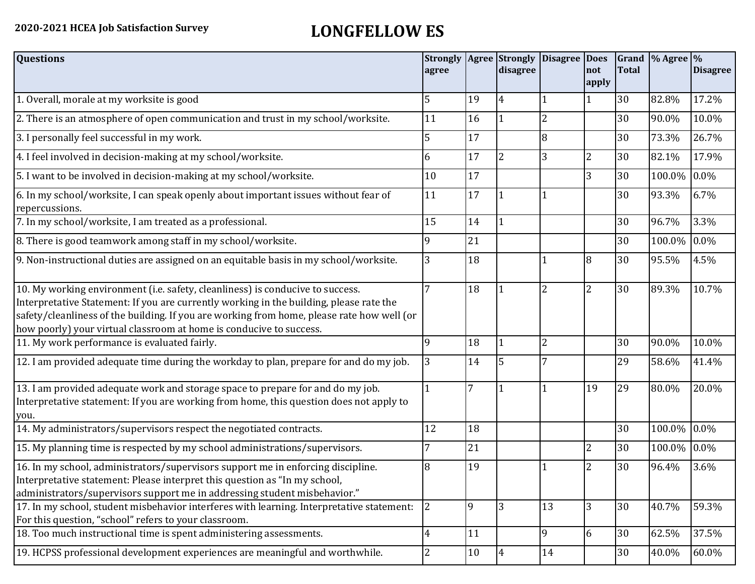**2020-2021 HCEA Job Satisfaction Survey**

# LONGFELLOW ES

| Questions | Strongly agree | Agree | Strongly disagree | Disagree | Does not apply | Grand Total | % Agree | % Disagree |
|---|---|---|---|---|---|---|---|---|
| 1. Overall, morale at my worksite is good | 5 | 19 | 4 | 1 | 1 | 30 | 82.8% | 17.2% |
| 2. There is an atmosphere of open communication and trust in my school/worksite. | 11 | 16 | 1 | 2 | | 30 | 90.0% | 10.0% |
| 3. I personally feel successful in my work. | 5 | 17 | | 8 | | 30 | 73.3% | 26.7% |
| 4. I feel involved in decision-making at my school/worksite. | 6 | 17 | 2 | 3 | 2 | 30 | 82.1% | 17.9% |
| 5. I want to be involved in decision-making at my school/worksite. | 10 | 17 | | | 3 | 30 | 100.0% | 0.0% |
| 6. In my school/worksite, I can speak openly about important issues without fear of repercussions. | 11 | 17 | 1 | 1 | | 30 | 93.3% | 6.7% |
| 7. In my school/worksite, I am treated as a professional. | 15 | 14 | 1 | | | 30 | 96.7% | 3.3% |
| 8. There is good teamwork among staff in my school/worksite. | 9 | 21 | | | | 30 | 100.0% | 0.0% |
| 9. Non-instructional duties are assigned on an equitable basis in my school/worksite. | 3 | 18 | | 1 | 8 | 30 | 95.5% | 4.5% |
| 10. My working environment (i.e. safety, cleanliness) is conducive to success. Interpretative Statement: If you are currently working in the building, please rate the safety/cleanliness of the building. If you are working from home, please rate how well (or how poorly) your virtual classroom at home is conducive to success. | 7 | 18 | 1 | 2 | 2 | 30 | 89.3% | 10.7% |
| 11. My work performance is evaluated fairly. | 9 | 18 | 1 | 2 | | 30 | 90.0% | 10.0% |
| 12. I am provided adequate time during the workday to plan, prepare for and do my job. | 3 | 14 | 5 | 7 | | 29 | 58.6% | 41.4% |
| 13. I am provided adequate work and storage space to prepare for and do my job. Interpretative statement: If you are working from home, this question does not apply to you. | 1 | 7 | 1 | 1 | 19 | 29 | 80.0% | 20.0% |
| 14. My administrators/supervisors respect the negotiated contracts. | 12 | 18 | | | | 30 | 100.0% | 0.0% |
| 15. My planning time is respected by my school administrations/supervisors. | 7 | 21 | | | 2 | 30 | 100.0% | 0.0% |
| 16. In my school, administrators/supervisors support me in enforcing discipline. Interpretative statement: Please interpret this question as "In my school, administrators/supervisors support me in addressing student misbehavior." | 8 | 19 | | 1 | 2 | 30 | 96.4% | 3.6% |
| 17. In my school, student misbehavior interferes with learning. Interpretative statement: For this question, "school" refers to your classroom. | 2 | 9 | 3 | 13 | 3 | 30 | 40.7% | 59.3% |
| 18. Too much instructional time is spent administering assessments. | 4 | 11 | | 9 | 6 | 30 | 62.5% | 37.5% |
| 19. HCPSS professional development experiences are meaningful and worthwhile. | 2 | 10 | 4 | 14 | | 30 | 40.0% | 60.0% |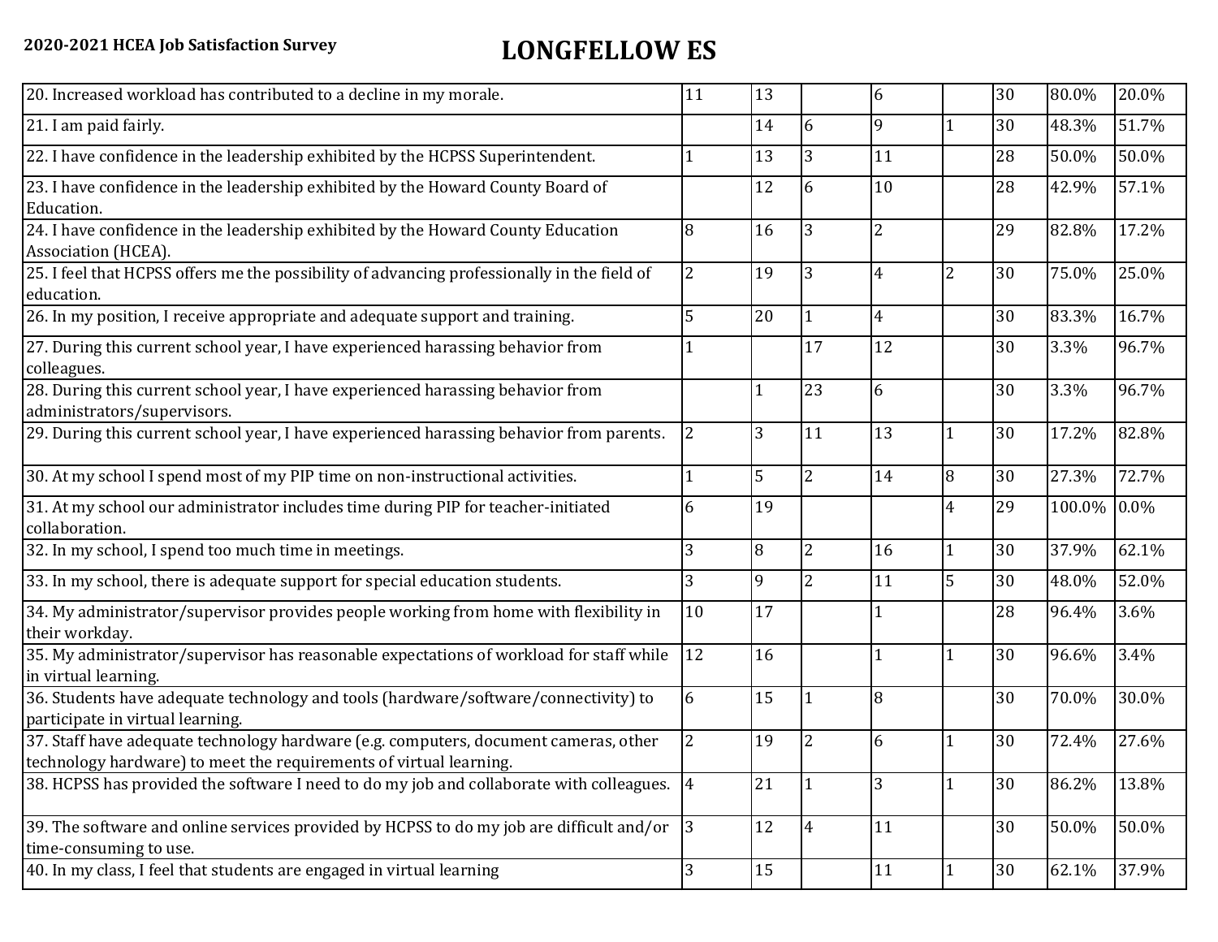**2020-2021 HCEA Job Satisfaction Survey**

# LONGFELLOW ES

| | | | | | | | | |
|---|---|---|---|---|---|---|---|---|
| 20. Increased workload has contributed to a decline in my morale. | 11 | 13 | | 6 | | 30 | 80.0% | 20.0% |
| 21. I am paid fairly. | | 14 | 6 | 9 | 1 | 30 | 48.3% | 51.7% |
| 22. I have confidence in the leadership exhibited by the HCPSS Superintendent. | 1 | 13 | 3 | 11 | | 28 | 50.0% | 50.0% |
| 23. I have confidence in the leadership exhibited by the Howard County Board of Education. | | 12 | 6 | 10 | | 28 | 42.9% | 57.1% |
| 24. I have confidence in the leadership exhibited by the Howard County Education Association (HCEA). | 8 | 16 | 3 | 2 | | 29 | 82.8% | 17.2% |
| 25. I feel that HCPSS offers me the possibility of advancing professionally in the field of education. | 2 | 19 | 3 | 4 | 2 | 30 | 75.0% | 25.0% |
| 26. In my position, I receive appropriate and adequate support and training. | 5 | 20 | 1 | 4 | | 30 | 83.3% | 16.7% |
| 27. During this current school year, I have experienced harassing behavior from colleagues. | 1 | | 17 | 12 | | 30 | 3.3% | 96.7% |
| 28. During this current school year, I have experienced harassing behavior from administrators/supervisors. | | 1 | 23 | 6 | | 30 | 3.3% | 96.7% |
| 29. During this current school year, I have experienced harassing behavior from parents. | 2 | 3 | 11 | 13 | 1 | 30 | 17.2% | 82.8% |
| 30. At my school I spend most of my PIP time on non-instructional activities. | 1 | 5 | 2 | 14 | 8 | 30 | 27.3% | 72.7% |
| 31. At my school our administrator includes time during PIP for teacher-initiated collaboration. | 6 | 19 | | | 4 | 29 | 100.0% | 0.0% |
| 32. In my school, I spend too much time in meetings. | 3 | 8 | 2 | 16 | 1 | 30 | 37.9% | 62.1% |
| 33. In my school, there is adequate support for special education students. | 3 | 9 | 2 | 11 | 5 | 30 | 48.0% | 52.0% |
| 34. My administrator/supervisor provides people working from home with flexibility in their workday. | 10 | 17 | | 1 | | 28 | 96.4% | 3.6% |
| 35. My administrator/supervisor has reasonable expectations of workload for staff while in virtual learning. | 12 | 16 | | 1 | 1 | 30 | 96.6% | 3.4% |
| 36. Students have adequate technology and tools (hardware/software/connectivity) to participate in virtual learning. | 6 | 15 | 1 | 8 | | 30 | 70.0% | 30.0% |
| 37. Staff have adequate technology hardware (e.g. computers, document cameras, other technology hardware) to meet the requirements of virtual learning. | 2 | 19 | 2 | 6 | 1 | 30 | 72.4% | 27.6% |
| 38. HCPSS has provided the software I need to do my job and collaborate with colleagues. | 4 | 21 | 1 | 3 | 1 | 30 | 86.2% | 13.8% |
| 39. The software and online services provided by HCPSS to do my job are difficult and/or time-consuming to use. | 3 | 12 | 4 | 11 | | 30 | 50.0% | 50.0% |
| 40. In my class, I feel that students are engaged in virtual learning | 3 | 15 | | 11 | 1 | 30 | 62.1% | 37.9% |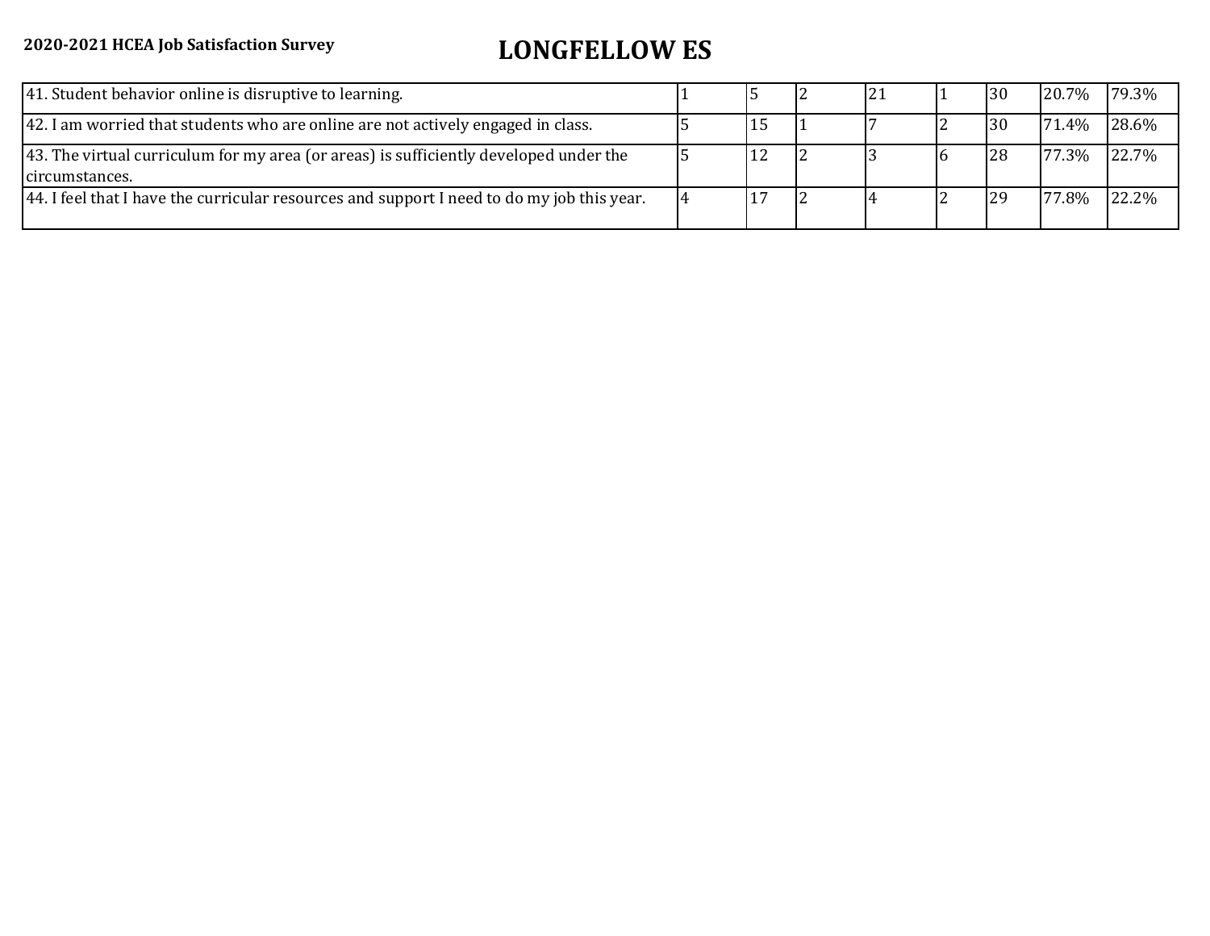2020-2021 HCEA Job Satisfaction Survey

# LONGFELLOW ES

| | | | | | | | | |
|---|---|---|---|---|---|---|---|---|
| 41. Student behavior online is disruptive to learning. | 1 | 5 | 2 | 21 | 1 | 30 | 20.7% | 79.3% |
| 42. I am worried that students who are online are not actively engaged in class. | 5 | 15 | 1 | 7 | 2 | 30 | 71.4% | 28.6% |
| 43. The virtual curriculum for my area (or areas) is sufficiently developed under the circumstances. | 5 | 12 | 2 | 3 | 6 | 28 | 77.3% | 22.7% |
| 44. I feel that I have the curricular resources and support I need to do my job this year. | 4 | 17 | 2 | 4 | 2 | 29 | 77.8% | 22.2% |